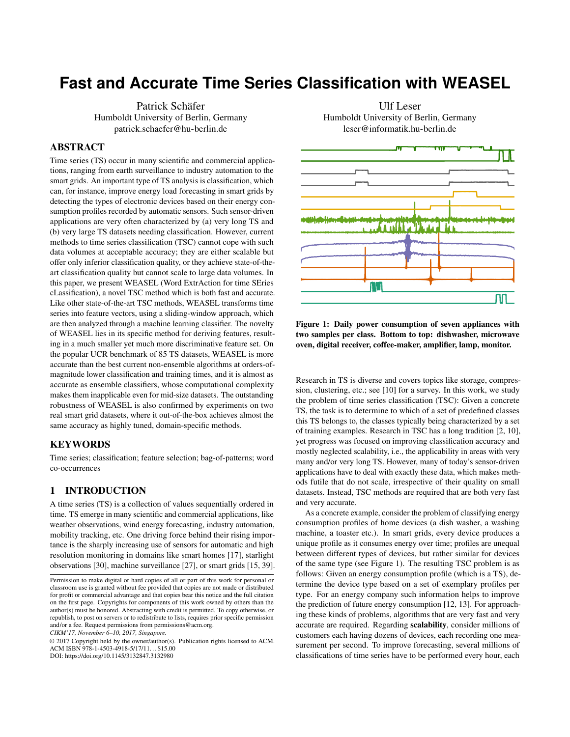# Fast and Accurate Time Series Classification with WEASEL

Patrick Schäfer
Humboldt University of Berlin, Germany
patrick.schaefer@hu-berlin.de

Ulf Leser
Humboldt University of Berlin, Germany
leser@informatik.hu-berlin.de

## ABSTRACT

Time series (TS) occur in many scientific and commercial applications, ranging from earth surveillance to industry automation to the smart grids. An important type of TS analysis is classification, which can, for instance, improve energy load forecasting in smart grids by detecting the types of electronic devices based on their energy consumption profiles recorded by automatic sensors. Such sensor-driven applications are very often characterized by (a) very long TS and (b) very large TS datasets needing classification. However, current methods to time series classification (TSC) cannot cope with such data volumes at acceptable accuracy; they are either scalable but offer only inferior classification quality, or they achieve state-of-the-art classification quality but cannot scale to large data volumes. In this paper, we present WEASEL (Word ExtrAction for time SEries cLassification), a novel TSC method which is both fast and accurate. Like other state-of-the-art TSC methods, WEASEL transforms time series into feature vectors, using a sliding-window approach, which are then analyzed through a machine learning classifier. The novelty of WEASEL lies in its specific method for deriving features, resulting in a much smaller yet much more discriminative feature set. On the popular UCR benchmark of 85 TS datasets, WEASEL is more accurate than the best current non-ensemble algorithms at orders-of-magnitude lower classification and training times, and it is almost as accurate as ensemble classifiers, whose computational complexity makes them inapplicable even for mid-size datasets. The outstanding robustness of WEASEL is also confirmed by experiments on two real smart grid datasets, where it out-of-the-box achieves almost the same accuracy as highly tuned, domain-specific methods.

## KEYWORDS

Time series; classification; feature selection; bag-of-patterns; word co-occurrences

## 1 INTRODUCTION

A time series (TS) is a collection of values sequentially ordered in time. TS emerge in many scientific and commercial applications, like weather observations, wind energy forecasting, industry automation, mobility tracking, etc. One driving force behind their rising importance is the sharply increasing use of sensors for automatic and high resolution monitoring in domains like smart homes [17], starlight observations [30], machine surveillance [27], or smart grids [15, 39].

Permission to make digital or hard copies of all or part of this work for personal or classroom use is granted without fee provided that copies are not made or distributed for profit or commercial advantage and that copies bear this notice and the full citation on the first page. Copyrights for components of this work owned by others than the author(s) must be honored. Abstracting with credit is permitted. To copy otherwise, or republish, to post on servers or to redistribute to lists, requires prior specific permission and/or a fee. Request permissions from permissions@acm.org.
*CIKM'17, November 6–10, 2017, Singapore.*
© 2017 Copyright held by the owner/author(s). Publication rights licensed to ACM. ACM ISBN 978-1-4503-4918-5/17/11...$15.00
DOI: https://doi.org/10.1145/3132847.3132980

**Figure 1: Daily power consumption of seven appliances with two samples per class. Bottom to top: dishwasher, microwave oven, digital receiver, coffee-maker, amplifier, lamp, monitor.**

Research in TS is diverse and covers topics like storage, compression, clustering, etc.; see [10] for a survey. In this work, we study the problem of time series classification (TSC): Given a concrete TS, the task is to determine to which of a set of predefined classes this TS belongs to, the classes typically being characterized by a set of training examples. Research in TSC has a long tradition [2, 10], yet progress was focused on improving classification accuracy and mostly neglected scalability, i.e., the applicability in areas with very many and/or very long TS. However, many of today's sensor-driven applications have to deal with exactly these data, which makes methods futile that do not scale, irrespective of their quality on small datasets. Instead, TSC methods are required that are both very fast and very accurate.

As a concrete example, consider the problem of classifying energy consumption profiles of home devices (a dish washer, a washing machine, a toaster etc.). In smart grids, every device produces a unique profile as it consumes energy over time; profiles are unequal between different types of devices, but rather similar for devices of the same type (see Figure 1). The resulting TSC problem is as follows: Given an energy consumption profile (which is a TS), determine the device type based on a set of exemplary profiles per type. For an energy company such information helps to improve the prediction of future energy consumption [12, 13]. For approaching these kinds of problems, algorithms that are very fast and very accurate are required. Regarding **scalability**, consider millions of customers each having dozens of devices, each recording one measurement per second. To improve forecasting, several millions of classifications of time series have to be performed every hour, each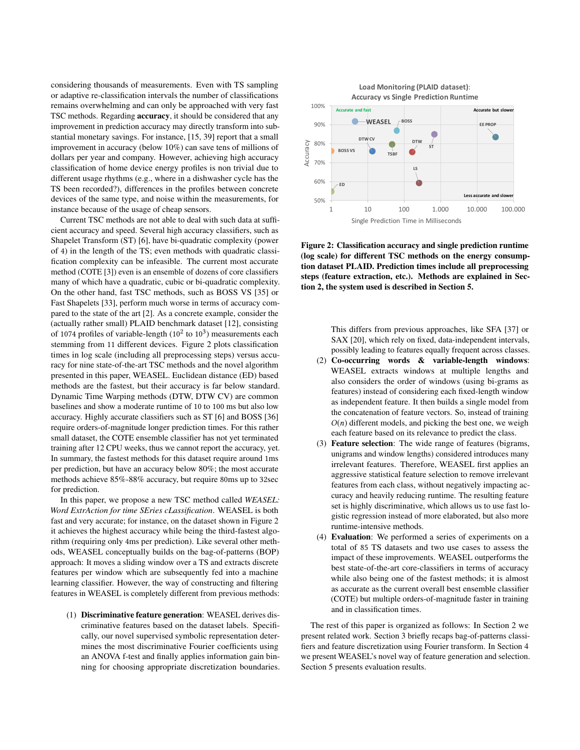considering thousands of measurements. Even with TS sampling or adaptive re-classification intervals the number of classifications remains overwhelming and can only be approached with very fast TSC methods. Regarding **accuracy**, it should be considered that any improvement in prediction accuracy may directly transform into substantial monetary savings. For instance, [15, 39] report that a small improvement in accuracy (below 10%) can save tens of millions of dollars per year and company. However, achieving high accuracy classification of home device energy profiles is non trivial due to different usage rhythms (e.g., where in a dishwasher cycle has the TS been recorded?), differences in the profiles between concrete devices of the same type, and noise within the measurements, for instance because of the usage of cheap sensors.

Current TSC methods are not able to deal with such data at sufficient accuracy and speed. Several high accuracy classifiers, such as Shapelet Transform (ST) [6], have bi-quadratic complexity (power of 4) in the length of the TS; even methods with quadratic classification complexity can be infeasible. The current most accurate method (COTE [3]) even is an ensemble of dozens of core classifiers many of which have a quadratic, cubic or bi-quadratic complexity. On the other hand, fast TSC methods, such as BOSS VS [35] or Fast Shapelets [33], perform much worse in terms of accuracy compared to the state of the art [2]. As a concrete example, consider the (actually rather small) PLAID benchmark dataset [12], consisting of 1074 profiles of variable-length ($10^2$ to $10^3$) measurements each stemming from 11 different devices. Figure 2 plots classification times in log scale (including all preprocessing steps) versus accuracy for nine state-of-the-art TSC methods and the novel algorithm presented in this paper, WEASEL. Euclidean distance (ED) based methods are the fastest, but their accuracy is far below standard. Dynamic Time Warping methods (DTW, DTW CV) are common baselines and show a moderate runtime of 10 to 100 ms but also low accuracy. Highly accurate classifiers such as ST [6] and BOSS [36] require orders-of-magnitude longer prediction times. For this rather small dataset, the COTE ensemble classifier has not yet terminated training after 12 CPU weeks, thus we cannot report the accuracy, yet. In summary, the fastest methods for this dataset require around 1ms per prediction, but have an accuracy below 80%; the most accurate methods achieve 85%-88% accuracy, but require 80ms up to 32sec for prediction.

In this paper, we propose a new TSC method called *WEASEL: Word ExtrAction for time SEries cLassification*. WEASEL is both fast and very accurate; for instance, on the dataset shown in Figure 2 it achieves the highest accuracy while being the third-fastest algorithm (requiring only 4ms per prediction). Like several other methods, WEASEL conceptually builds on the bag-of-patterns (BOP) approach: It moves a sliding window over a TS and extracts discrete features per window which are subsequently fed into a machine learning classifier. However, the way of constructing and filtering features in WEASEL is completely different from previous methods:

(1) **Discriminative feature generation**: WEASEL derives discriminative features based on the dataset labels. Specifically, our novel supervised symbolic representation determines the most discriminative Fourier coefficients using an ANOVA f-test and finally applies information gain binning for choosing appropriate discretization boundaries. This differs from previous approaches, like SFA [37] or SAX [20], which rely on fixed, data-independent intervals, possibly leading to features equally frequent across classes.

(2) **Co-occurring words & variable-length windows**: WEASEL extracts windows at multiple lengths and also considers the order of windows (using bi-grams as features) instead of considering each fixed-length window as independent feature. It then builds a single model from the concatenation of feature vectors. So, instead of training $O(n)$ different models, and picking the best one, we weigh each feature based on its relevance to predict the class.

(3) **Feature selection**: The wide range of features (bigrams, unigrams and window lengths) considered introduces many irrelevant features. Therefore, WEASEL first applies an aggressive statistical feature selection to remove irrelevant features from each class, without negatively impacting accuracy and heavily reducing runtime. The resulting feature set is highly discriminative, which allows us to use fast logistic regression instead of more elaborated, but also more runtime-intensive methods.

(4) **Evaluation**: We performed a series of experiments on a total of 85 TS datasets and two use cases to assess the impact of these improvements. WEASEL outperforms the best state-of-the-art core-classifiers in terms of accuracy while also being one of the fastest methods; it is almost as accurate as the current overall best ensemble classifier (COTE) but multiple orders-of-magnitude faster in training and in classification times.

**Figure 2: Classification accuracy and single prediction runtime (log scale) for different TSC methods on the energy consumption dataset PLAID. Prediction times include all preprocessing steps (feature extraction, etc.). Methods are explained in Section 2, the system used is described in Section 5.**

The rest of this paper is organized as follows: In Section 2 we present related work. Section 3 briefly recaps bag-of-patterns classifiers and feature discretization using Fourier transform. In Section 4 we present WEASEL's novel way of feature generation and selection. Section 5 presents evaluation results.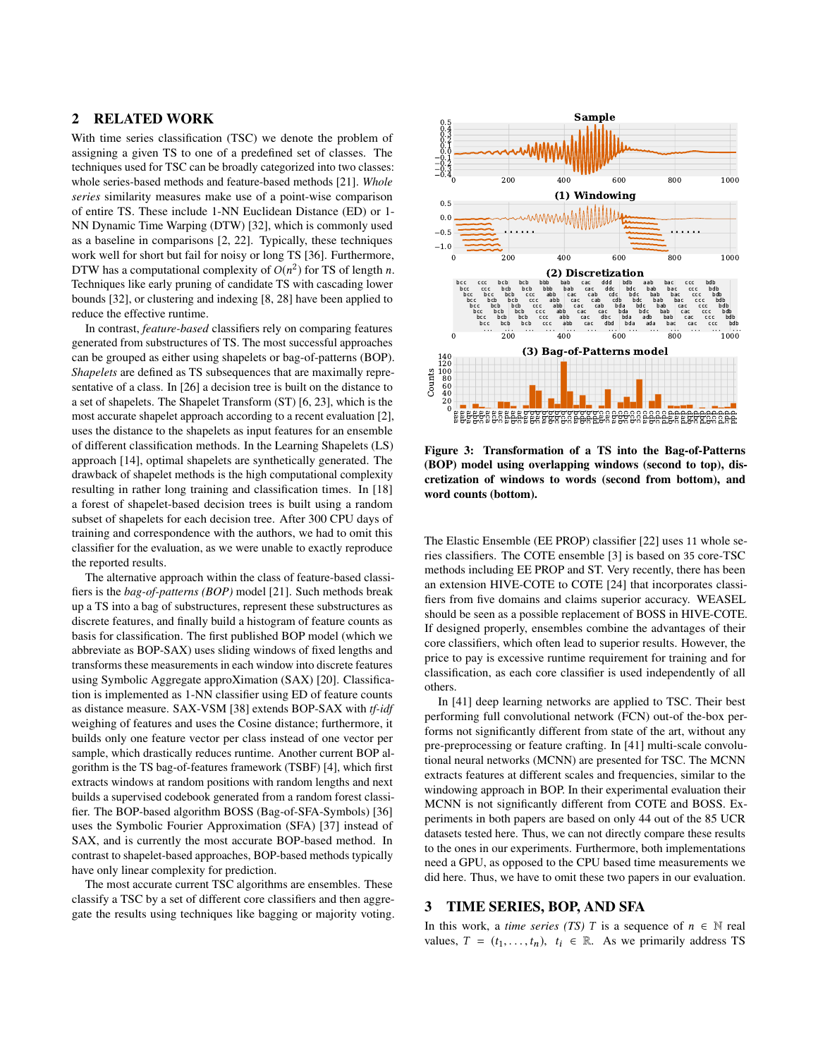## 2 RELATED WORK

With time series classification (TSC) we denote the problem of assigning a given TS to one of a predefined set of classes. The techniques used for TSC can be broadly categorized into two classes: whole series-based methods and feature-based methods [21]. *Whole series* similarity measures make use of a point-wise comparison of entire TS. These include 1-NN Euclidean Distance (ED) or 1-NN Dynamic Time Warping (DTW) [32], which is commonly used as a baseline in comparisons [2, 22]. Typically, these techniques work well for short but fail for noisy or long TS [36]. Furthermore, DTW has a computational complexity of $O(n^2)$ for TS of length $n$. Techniques like early pruning of candidate TS with cascading lower bounds [32], or clustering and indexing [8, 28] have been applied to reduce the effective runtime.

In contrast, *feature-based* classifiers rely on comparing features generated from substructures of TS. The most successful approaches can be grouped as either using shapelets or bag-of-patterns (BOP). *Shapelets* are defined as TS subsequences that are maximally representative of a class. In [26] a decision tree is built on the distance to a set of shapelets. The Shapelet Transform (ST) [6, 23], which is the most accurate shapelet approach according to a recent evaluation [2], uses the distance to the shapelets as input features for an ensemble of different classification methods. In the Learning Shapelets (LS) approach [14], optimal shapelets are synthetically generated. The drawback of shapelet methods is the high computational complexity resulting in rather long training and classification times. In [18] a forest of shapelet-based decision trees is built using a random subset of shapelets for each decision tree. After 300 CPU days of training and correspondence with the authors, we had to omit this classifier for the evaluation, as we were unable to exactly reproduce the reported results.

The alternative approach within the class of feature-based classifiers is the *bag-of-patterns (BOP)* model [21]. Such methods break up a TS into a bag of substructures, represent these substructures as discrete features, and finally build a histogram of feature counts as basis for classification. The first published BOP model (which we abbreviate as BOP-SAX) uses sliding windows of fixed lengths and transforms these measurements in each window into discrete features using Symbolic Aggregate approXimation (SAX) [20]. Classification is implemented as 1-NN classifier using ED of feature counts as distance measure. SAX-VSM [38] extends BOP-SAX with *tf-idf* weighing of features and uses the Cosine distance; furthermore, it builds only one feature vector per class instead of one vector per sample, which drastically reduces runtime. Another current BOP algorithm is the TS bag-of-features framework (TSBF) [4], which first extracts windows at random positions with random lengths and next builds a supervised codebook generated from a random forest classifier. The BOP-based algorithm BOSS (Bag-of-SFA-Symbols) [36] uses the Symbolic Fourier Approximation (SFA) [37] instead of SAX, and is currently the most accurate BOP-based method. In contrast to shapelet-based approaches, BOP-based methods typically have only linear complexity for prediction.

The most accurate current TSC algorithms are ensembles. These classify a TSC by a set of different core classifiers and then aggregate the results using techniques like bagging or majority voting.

**Figure 3: Transformation of a TS into the Bag-of-Patterns (BOP) model using overlapping windows (second to top), discretization of windows to words (second from bottom), and word counts (bottom).**

The Elastic Ensemble (EE PROP) classifier [22] uses 11 whole series classifiers. The COTE ensemble [3] is based on 35 core-TSC methods including EE PROP and ST. Very recently, there has been an extension HIVE-COTE to COTE [24] that incorporates classifiers from five domains and claims superior accuracy. WEASEL should be seen as a possible replacement of BOSS in HIVE-COTE. If designed properly, ensembles combine the advantages of their core classifiers, which often lead to superior results. However, the price to pay is excessive runtime requirement for training and for classification, as each core classifier is used independently of all others.

In [41] deep learning networks are applied to TSC. Their best performing full convolutional network (FCN) out-of the-box performs not significantly different from state of the art, without any pre-preprocessing or feature crafting. In [41] multi-scale convolutional neural networks (MCNN) are presented for TSC. The MCNN extracts features at different scales and frequencies, similar to the windowing approach in BOP. In their experimental evaluation their MCNN is not significantly different from COTE and BOSS. Experiments in both papers are based on only 44 out of the 85 UCR datasets tested here. Thus, we can not directly compare these results to the ones in our experiments. Furthermore, both implementations need a GPU, as opposed to the CPU based time measurements we did here. Thus, we have to omit these two papers in our evaluation.

## 3 TIME SERIES, BOP, AND SFA

In this work, a *time series (TS)* $T$ is a sequence of $n \in \mathbb{N}$ real values, $T = (t_1, \ldots, t_n)$, $t_i \in \mathbb{R}$. As we primarily address TS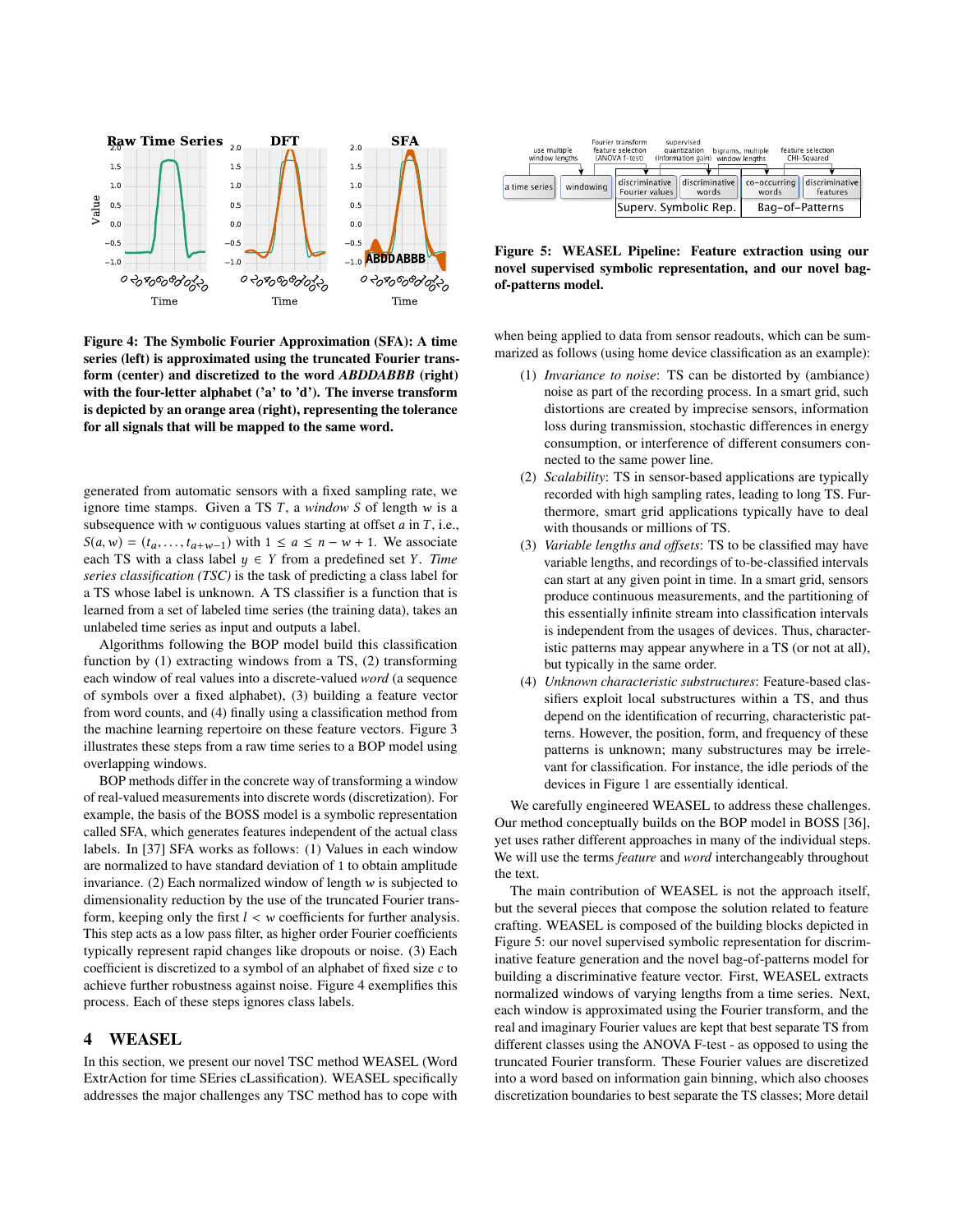**Figure 4: The Symbolic Fourier Approximation (SFA): A time series (left) is approximated using the truncated Fourier transform (center) and discretized to the word *ABDDABBB* (right) with the four-letter alphabet ('a' to 'd'). The inverse transform is depicted by an orange area (right), representing the tolerance for all signals that will be mapped to the same word.**

generated from automatic sensors with a fixed sampling rate, we ignore time stamps. Given a TS $T$, a *window* $S$ of length $w$ is a subsequence with $w$ contiguous values starting at offset $a$ in $T$, i.e., $S(a, w) = (t_a, \ldots, t_{a+w-1})$ with $1 \leq a \leq n - w + 1$. We associate each TS with a class label $y \in Y$ from a predefined set $Y$. *Time series classification (TSC)* is the task of predicting a class label for a TS whose label is unknown. A TS classifier is a function that is learned from a set of labeled time series (the training data), takes an unlabeled time series as input and outputs a label.

Algorithms following the BOP model build this classification function by (1) extracting windows from a TS, (2) transforming each window of real values into a discrete-valued *word* (a sequence of symbols over a fixed alphabet), (3) building a feature vector from word counts, and (4) finally using a classification method from the machine learning repertoire on these feature vectors. Figure 3 illustrates these steps from a raw time series to a BOP model using overlapping windows.

BOP methods differ in the concrete way of transforming a window of real-valued measurements into discrete words (discretization). For example, the basis of the BOSS model is a symbolic representation called SFA, which generates features independent of the actual class labels. In [37] SFA works as follows: (1) Values in each window are normalized to have standard deviation of 1 to obtain amplitude invariance. (2) Each normalized window of length $w$ is subjected to dimensionality reduction by the use of the truncated Fourier transform, keeping only the first $l < w$ coefficients for further analysis. This step acts as a low pass filter, as higher order Fourier coefficients typically represent rapid changes like dropouts or noise. (3) Each coefficient is discretized to a symbol of an alphabet of fixed size $c$ to achieve further robustness against noise. Figure 4 exemplifies this process. Each of these steps ignores class labels.

# 4 WEASEL

In this section, we present our novel TSC method WEASEL (Word ExtrAction for time SEries cLassification). WEASEL specifically addresses the major challenges any TSC method has to cope with when being applied to data from sensor readouts, which can be summarized as follows (using home device classification as an example):

(1) *Invariance to noise*: TS can be distorted by (ambiance) noise as part of the recording process. In a smart grid, such distortions are created by imprecise sensors, information loss during transmission, stochastic differences in energy consumption, or interference of different consumers connected to the same power line.

(2) *Scalability*: TS in sensor-based applications are typically recorded with high sampling rates, leading to long TS. Furthermore, smart grid applications typically have to deal with thousands or millions of TS.

(3) *Variable lengths and offsets*: TS to be classified may have variable lengths, and recordings of to-be-classified intervals can start at any given point in time. In a smart grid, sensors produce continuous measurements, and the partitioning of this essentially infinite stream into classification intervals is independent from the usages of devices. Thus, characteristic patterns may appear anywhere in a TS (or not at all), but typically in the same order.

(4) *Unknown characteristic substructures*: Feature-based classifiers exploit local substructures within a TS, and thus depend on the identification of recurring, characteristic patterns. However, the position, form, and frequency of these patterns is unknown; many substructures may be irrelevant for classification. For instance, the idle periods of the devices in Figure 1 are essentially identical.

**Figure 5: WEASEL Pipeline: Feature extraction using our novel supervised symbolic representation, and our novel bag-of-patterns model.**

We carefully engineered WEASEL to address these challenges. Our method conceptually builds on the BOP model in BOSS [36], yet uses rather different approaches in many of the individual steps. We will use the terms *feature* and *word* interchangeably throughout the text.

The main contribution of WEASEL is not the approach itself, but the several pieces that compose the solution related to feature crafting. WEASEL is composed of the building blocks depicted in Figure 5: our novel supervised symbolic representation for discriminative feature generation and the novel bag-of-patterns model for building a discriminative feature vector. First, WEASEL extracts normalized windows of varying lengths from a time series. Next, each window is approximated using the Fourier transform, and the real and imaginary Fourier values are kept that best separate TS from different classes using the ANOVA F-test - as opposed to using the truncated Fourier transform. These Fourier values are discretized into a word based on information gain binning, which also chooses discretization boundaries to best separate the TS classes; More detail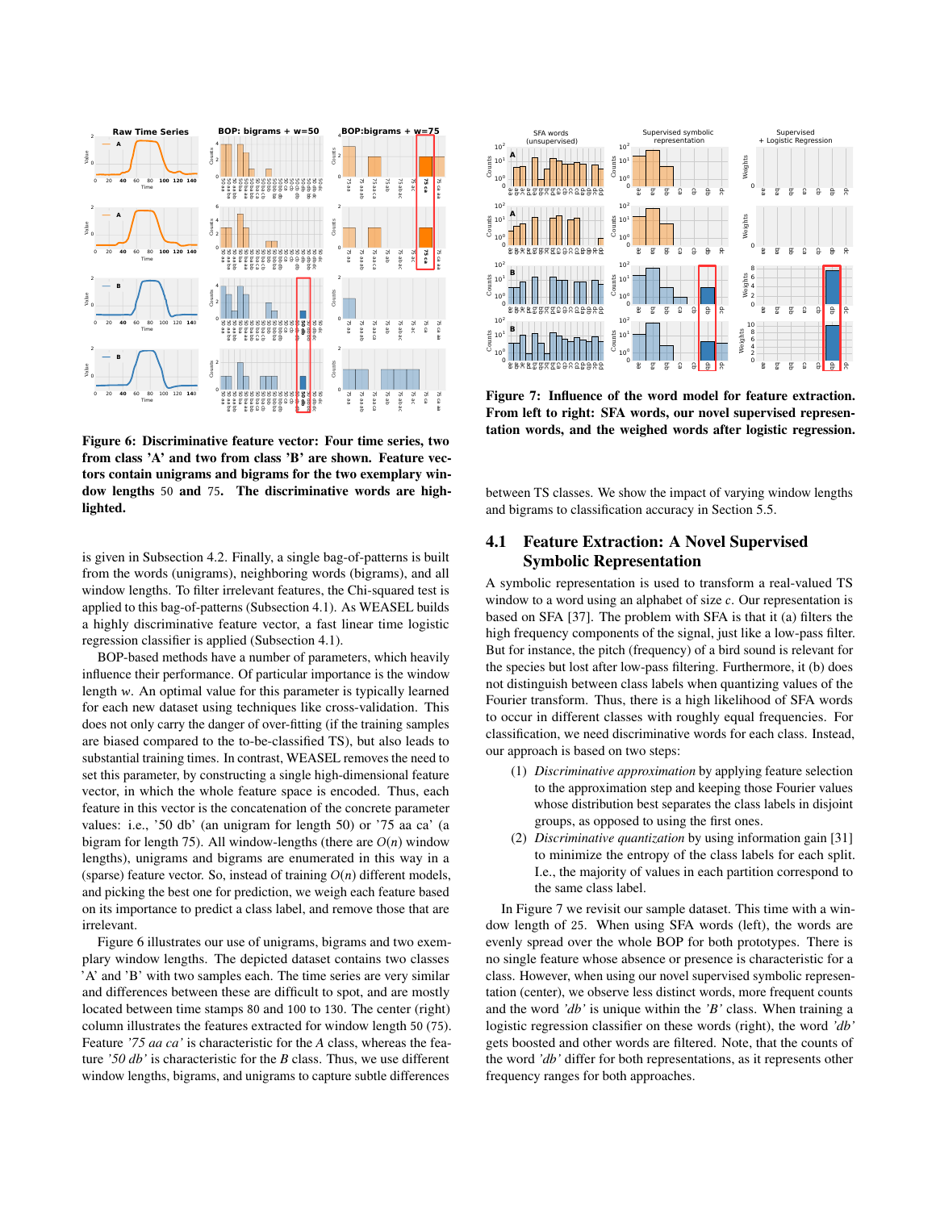**Figure 6: Discriminative feature vector: Four time series, two from class 'A' and two from class 'B' are shown. Feature vectors contain unigrams and bigrams for the two exemplary window lengths 50 and 75. The discriminative words are highlighted.**

is given in Subsection 4.2. Finally, a single bag-of-patterns is built from the words (unigrams), neighboring words (bigrams), and all window lengths. To filter irrelevant features, the Chi-squared test is applied to this bag-of-patterns (Subsection 4.1). As WEASEL builds a highly discriminative feature vector, a fast linear time logistic regression classifier is applied (Subsection 4.1).

BOP-based methods have a number of parameters, which heavily influence their performance. Of particular importance is the window length $w$. An optimal value for this parameter is typically learned for each new dataset using techniques like cross-validation. This does not only carry the danger of over-fitting (if the training samples are biased compared to the to-be-classified TS), but also leads to substantial training times. In contrast, WEASEL removes the need to set this parameter, by constructing a single high-dimensional feature vector, in which the whole feature space is encoded. Thus, each feature in this vector is the concatenation of the concrete parameter values: i.e., '50 db' (an unigram for length 50) or '75 aa ca' (a bigram for length 75). All window-lengths (there are $O(n)$ window lengths), unigrams and bigrams are enumerated in this way in a (sparse) feature vector. So, instead of training $O(n)$ different models, and picking the best one for prediction, we weigh each feature based on its importance to predict a class label, and remove those that are irrelevant.

Figure 6 illustrates our use of unigrams, bigrams and two exemplary window lengths. The depicted dataset contains two classes 'A' and 'B' with two samples each. The time series are very similar and differences between these are difficult to spot, and are mostly located between time stamps 80 and 100 to 130. The center (right) column illustrates the features extracted for window length 50 (75). Feature *'75 aa ca'* is characteristic for the *A* class, whereas the feature *'50 db'* is characteristic for the *B* class. Thus, we use different window lengths, bigrams, and unigrams to capture subtle differences between TS classes. We show the impact of varying window lengths and bigrams to classification accuracy in Section 5.5.

**Figure 7: Influence of the word model for feature extraction. From left to right: SFA words, our novel supervised representation words, and the weighed words after logistic regression.**

## 4.1 Feature Extraction: A Novel Supervised Symbolic Representation

A symbolic representation is used to transform a real-valued TS window to a word using an alphabet of size $c$. Our representation is based on SFA [37]. The problem with SFA is that it (a) filters the high frequency components of the signal, just like a low-pass filter. But for instance, the pitch (frequency) of a bird sound is relevant for the species but lost after low-pass filtering. Furthermore, it (b) does not distinguish between class labels when quantizing values of the Fourier transform. Thus, there is a high likelihood of SFA words to occur in different classes with roughly equal frequencies. For classification, we need discriminative words for each class. Instead, our approach is based on two steps:

1. *Discriminative approximation* by applying feature selection to the approximation step and keeping those Fourier values whose distribution best separates the class labels in disjoint groups, as opposed to using the first ones.
2. *Discriminative quantization* by using information gain [31] to minimize the entropy of the class labels for each split. I.e., the majority of values in each partition correspond to the same class label.

In Figure 7 we revisit our sample dataset. This time with a window length of 25. When using SFA words (left), the words are evenly spread over the whole BOP for both prototypes. There is no single feature whose absence or presence is characteristic for a class. However, when using our novel supervised symbolic representation (center), we observe less distinct words, more frequent counts and the word *'db'* is unique within the *'B'* class. When training a logistic regression classifier on these words (right), the word *'db'* gets boosted and other words are filtered. Note, that the counts of the word *'db'* differ for both representations, as it represents other frequency ranges for both approaches.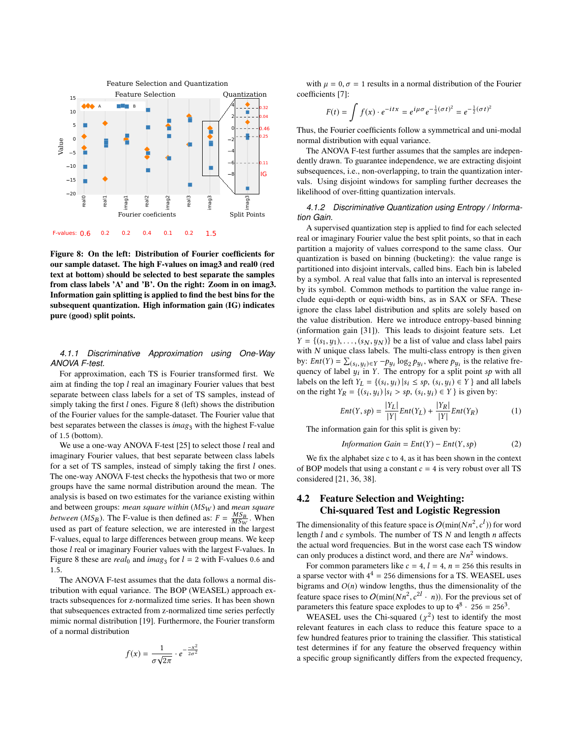Figure 8: On the left: Distribution of Fourier coefficients for our sample dataset. The high F-values on imag3 and real0 (red text at bottom) should be selected to best separate the samples from class labels 'A' and 'B'. On the right: Zoom in on imag3. Information gain splitting is applied to find the best bins for the subsequent quantization. High information gain (IG) indicates pure (good) split points.

### 4.1.1 Discriminative Approximation using One-Way ANOVA F-test.

For approximation, each TS is Fourier transformed first. We aim at finding the top $l$ real an imaginary Fourier values that best separate between class labels for a set of TS samples, instead of simply taking the first $l$ ones. Figure 8 (left) shows the distribution of the Fourier values for the sample-dataset. The Fourier value that best separates between the classes is $imag_3$ with the highest F-value of 1.5 (bottom).

We use a one-way ANOVA F-test [25] to select those $l$ real and imaginary Fourier values, that best separate between class labels for a set of TS samples, instead of simply taking the first $l$ ones. The one-way ANOVA F-test checks the hypothesis that two or more groups have the same normal distribution around the mean. The analysis is based on two estimates for the variance existing within and between groups: *mean square within* ($MS_W$) and *mean square between* ($MS_B$). The F-value is then defined as: $F = \frac{MS_B}{MS_W}$. When used as part of feature selection, we are interested in the largest F-values, equal to large differences between group means. We keep those $l$ real or imaginary Fourier values with the largest F-values. In Figure 8 these are $real_0$ and $imag_3$ for $l = 2$ with F-values 0.6 and 1.5.

The ANOVA F-test assumes that the data follows a normal distribution with equal variance. The BOP (WEASEL) approach extracts subsequences for z-normalized time series. It has been shown that subsequences extracted from z-normalized time series perfectly mimic normal distribution [19]. Furthermore, the Fourier transform of a normal distribution

$$f(x) = \frac{1}{\sigma\sqrt{2\pi}} \cdot e^{-\frac{-x^2}{2\sigma^2}}$$

with $\mu = 0, \sigma = 1$ results in a normal distribution of the Fourier coefficients [7]:

$$F(t) = \int f(x) \cdot e^{-itx} = e^{i\mu\sigma} e^{-\frac{1}{2}(\sigma t)^2} = e^{-\frac{1}{2}(\sigma t)^2}$$

Thus, the Fourier coefficients follow a symmetrical and uni-modal normal distribution with equal variance.

The ANOVA F-test further assumes that the samples are independently drawn. To guarantee independence, we are extracting disjoint subsequences, i.e., non-overlapping, to train the quantization intervals. Using disjoint windows for sampling further decreases the likelihood of over-fitting quantization intervals.

### 4.1.2 Discriminative Quantization using Entropy / Information Gain.

A supervised quantization step is applied to find for each selected real or imaginary Fourier value the best split points, so that in each partition a majority of values correspond to the same class. Our quantization is based on binning (bucketing): the value range is partitioned into disjoint intervals, called bins. Each bin is labeled by a symbol. A real value that falls into an interval is represented by its symbol. Common methods to partition the value range include equi-depth or equi-width bins, as in SAX or SFA. These ignore the class label distribution and splits are solely based on the value distribution. Here we introduce entropy-based binning (information gain [31]). This leads to disjoint feature sets. Let $Y = \{(s_1, y_1), \ldots, (s_N, y_N)\}$ be a list of value and class label pairs with $N$ unique class labels. The multi-class entropy is then given by: $Ent(Y) = \sum_{(s_i,y_i)\in Y} -p_{y_i} \log_2 p_{y_i}$, where $p_{y_i}$ is the relative frequency of label $y_i$ in $Y$. The entropy for a split point $sp$ with all labels on the left $Y_L = \{(s_i, y_i) \,|\, s_i \leq sp, (s_i, y_i) \in Y\}$ and all labels on the right $Y_R = \{(s_i, y_i) \,|\, s_i > sp, (s_i, y_i) \in Y\}$ is given by:

$$Ent(Y, sp) = \frac{|Y_L|}{|Y|} Ent(Y_L) + \frac{|Y_R|}{|Y|} Ent(Y_R) \tag{1}$$

The information gain for this split is given by:

$$Information\ Gain = Ent(Y) - Ent(Y, sp) \tag{2}$$

We fix the alphabet size c to 4, as it has been shown in the context of BOP models that using a constant $c = 4$ is very robust over all TS considered [21, 36, 38].

## 4.2 Feature Selection and Weighting: Chi-squared Test and Logistic Regression

The dimensionality of this feature space is $O(\min(Nn^2, c^l))$ for word length $l$ and $c$ symbols. The number of TS $N$ and length $n$ affects the actual word frequencies. But in the worst case each TS window can only produces a distinct word, and there are $Nn^2$ windows.

For common parameters like $c = 4$, $l = 4$, $n = 256$ this results in a sparse vector with $4^4 = 256$ dimensions for a TS. WEASEL uses bigrams and $O(n)$ window lengths, thus the dimensionality of the feature space rises to $O(\min(Nn^2, c^{2l} \cdot n))$. For the previous set of parameters this feature space explodes to up to $4^8 \cdot 256 = 256^3$.

WEASEL uses the Chi-squared ($\chi^2$) test to identify the most relevant features in each class to reduce this feature space to a few hundred features prior to training the classifier. This statistical test determines if for any feature the observed frequency within a specific group significantly differs from the expected frequency,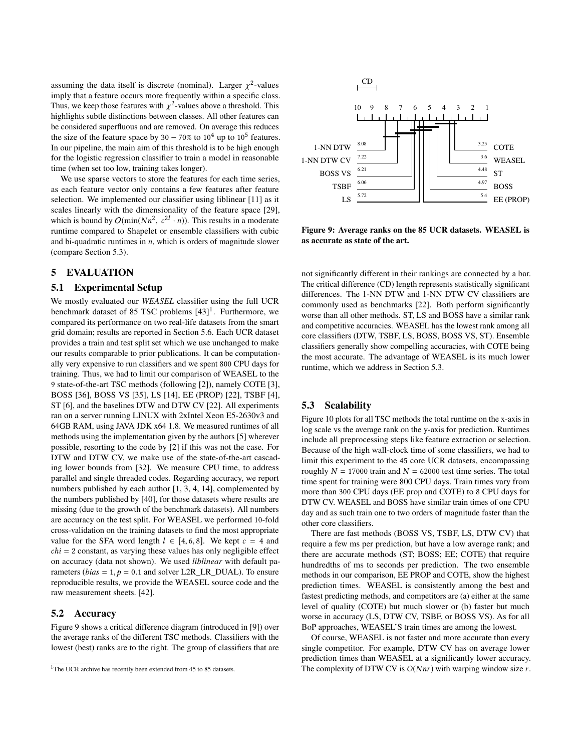assuming the data itself is discrete (nominal). Larger $\chi^2$-values imply that a feature occurs more frequently within a specific class. Thus, we keep those features with $\chi^2$-values above a threshold. This highlights subtle distinctions between classes. All other features can be considered superfluous and are removed. On average this reduces the size of the feature space by $30 - 70\%$ to $10^4$ up to $10^5$ features. In our pipeline, the main aim of this threshold is to be high enough for the logistic regression classifier to train a model in reasonable time (when set too low, training takes longer).

We use sparse vectors to store the features for each time series, as each feature vector only contains a few features after feature selection. We implemented our classifier using liblinear [11] as it scales linearly with the dimensionality of the feature space [29], which is bound by $O(\min(Nn^2,\ c^{2l} \cdot n))$. This results in a moderate runtime compared to Shapelet or ensemble classifiers with cubic and bi-quadratic runtimes in $n$, which is orders of magnitude slower (compare Section 5.3).

## 5 EVALUATION

### 5.1 Experimental Setup

We mostly evaluated our *WEASEL* classifier using the full UCR benchmark dataset of 85 TSC problems [43][1]. Furthermore, we compared its performance on two real-life datasets from the smart grid domain; results are reported in Section 5.6. Each UCR dataset provides a train and test split set which we use unchanged to make our results comparable to prior publications. It can be computationally very expensive to run classifiers and we spent 800 CPU days for training. Thus, we had to limit our comparison of WEASEL to the 9 state-of-the-art TSC methods (following [2]), namely COTE [3], BOSS [36], BOSS VS [35], LS [14], EE (PROP) [22], TSBF [4], ST [6], and the baselines DTW and DTW CV [22]. All experiments ran on a server running LINUX with 2xIntel Xeon E5-2630v3 and 64GB RAM, using JAVA JDK x64 1.8. We measured runtimes of all methods using the implementation given by the authors [5] wherever possible, resorting to the code by [2] if this was not the case. For DTW and DTW CV, we make use of the state-of-the-art cascading lower bounds from [32]. We measure CPU time, to address parallel and single threaded codes. Regarding accuracy, we report numbers published by each author [1, 3, 4, 14], complemented by the numbers published by [40], for those datasets where results are missing (due to the growth of the benchmark datasets). All numbers are accuracy on the test split. For WEASEL we performed 10-fold cross-validation on the training datasets to find the most appropriate value for the SFA word length $l \in [4, 6, 8]$. We kept $c = 4$ and $chi = 2$ constant, as varying these values has only negligible effect on accuracy (data not shown). We used *liblinear* with default parameters ($bias = 1, p = 0.1$ and solver L2R_LR_DUAL). To ensure reproducible results, we provide the WEASEL source code and the raw measurement sheets. [42].

### 5.2 Accuracy

Figure 9 shows a critical difference diagram (introduced in [9]) over the average ranks of the different TSC methods. Classifiers with the lowest (best) ranks are to the right. The group of classifiers that are not significantly different in their rankings are connected by a bar. The critical difference (CD) length represents statistically significant differences. The 1-NN DTW and 1-NN DTW CV classifiers are commonly used as benchmarks [22]. Both perform significantly worse than all other methods. ST, LS and BOSS have a similar rank and competitive accuracies. WEASEL has the lowest rank among all core classifiers (DTW, TSBF, LS, BOSS, BOSS VS, ST). Ensemble classifiers generally show compelling accuracies, with COTE being the most accurate. The advantage of WEASEL is its much lower runtime, which we address in Section 5.3.

[1] The UCR archive has recently been extended from 45 to 85 datasets.

| Classifier | Average rank |
|---|---|
| 1-NN DTW | 8.08 |
| 1-NN DTW CV | 7.22 |
| BOSS VS | 6.21 |
| TSBF | 6.06 |
| LS | 5.72 |
| COTE | 3.25 |
| WEASEL | 3.6 |
| ST | 4.48 |
| BOSS | 4.97 |
| EE (PROP) | 5.4 |

**Figure 9: Average ranks on the 85 UCR datasets. WEASEL is as accurate as state of the art.**

### 5.3 Scalability

Figure 10 plots for all TSC methods the total runtime on the x-axis in log scale vs the average rank on the y-axis for prediction. Runtimes include all preprocessing steps like feature extraction or selection. Because of the high wall-clock time of some classifiers, we had to limit this experiment to the 45 core UCR datasets, encompassing roughly $N = 17000$ train and $N = 62000$ test time series. The total time spent for training were 800 CPU days. Train times vary from more than 300 CPU days (EE prop and COTE) to 8 CPU days for DTW CV. WEASEL and BOSS have similar train times of one CPU day and as such train one to two orders of magnitude faster than the other core classifiers.

There are fast methods (BOSS VS, TSBF, LS, DTW CV) that require a few ms per prediction, but have a low average rank; and there are accurate methods (ST; BOSS; EE; COTE) that require hundredths of ms to seconds per prediction. The two ensemble methods in our comparison, EE PROP and COTE, show the highest prediction times. WEASEL is consistently among the best and fastest predicting methods, and competitors are (a) either at the same level of quality (COTE) but much slower or (b) faster but much worse in accuracy (LS, DTW CV, TSBF, or BOSS VS). As for all BoP approaches, WEASEL'S train times are among the lowest.

Of course, WEASEL is not faster and more accurate than every single competitor. For example, DTW CV has on average lower prediction times than WEASEL at a significantly lower accuracy. The complexity of DTW CV is $O(Nnr)$ with warping window size $r$.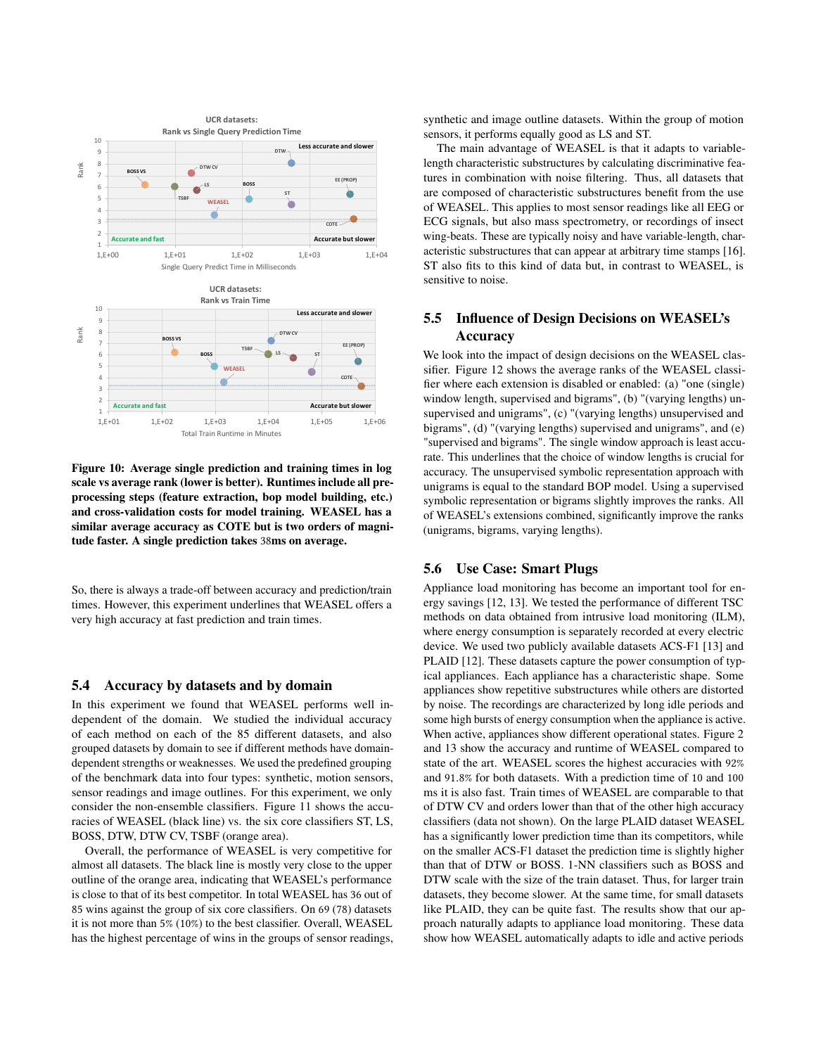**Figure 10: Average single prediction and training times in log scale vs average rank (lower is better). Runtimes include all pre-processing steps (feature extraction, bop model building, etc.) and cross-validation costs for model training. WEASEL has a similar average accuracy as COTE but is two orders of magnitude faster. A single prediction takes 38ms on average.**

So, there is always a trade-off between accuracy and prediction/train times. However, this experiment underlines that WEASEL offers a very high accuracy at fast prediction and train times.

## 5.4 Accuracy by datasets and by domain

In this experiment we found that WEASEL performs well independent of the domain. We studied the individual accuracy of each method on each of the 85 different datasets, and also grouped datasets by domain to see if different methods have domain-dependent strengths or weaknesses. We used the predefined grouping of the benchmark data into four types: synthetic, motion sensors, sensor readings and image outlines. For this experiment, we only consider the non-ensemble classifiers. Figure 11 shows the accuracies of WEASEL (black line) vs. the six core classifiers ST, LS, BOSS, DTW, DTW CV, TSBF (orange area).

Overall, the performance of WEASEL is very competitive for almost all datasets. The black line is mostly very close to the upper outline of the orange area, indicating that WEASEL's performance is close to that of its best competitor. In total WEASEL has 36 out of 85 wins against the group of six core classifiers. On 69 (78) datasets it is not more than 5% (10%) to the best classifier. Overall, WEASEL has the highest percentage of wins in the groups of sensor readings, synthetic and image outline datasets. Within the group of motion sensors, it performs equally good as LS and ST.

The main advantage of WEASEL is that it adapts to variable-length characteristic substructures by calculating discriminative features in combination with noise filtering. Thus, all datasets that are composed of characteristic substructures benefit from the use of WEASEL. This applies to most sensor readings like all EEG or ECG signals, but also mass spectrometry, or recordings of insect wing-beats. These are typically noisy and have variable-length, characteristic substructures that can appear at arbitrary time stamps [16]. ST also fits to this kind of data but, in contrast to WEASEL, is sensitive to noise.

## 5.5 Influence of Design Decisions on WEASEL's Accuracy

We look into the impact of design decisions on the WEASEL classifier. Figure 12 shows the average ranks of the WEASEL classifier where each extension is disabled or enabled: (a) "one (single) window length, supervised and bigrams", (b) "(varying lengths) unsupervised and unigrams", (c) "(varying lengths) unsupervised and bigrams", (d) "(varying lengths) supervised and unigrams", and (e) "supervised and bigrams". The single window approach is least accurate. This underlines that the choice of window lengths is crucial for accuracy. The unsupervised symbolic representation approach with unigrams is equal to the standard BOP model. Using a supervised symbolic representation or bigrams slightly improves the ranks. All of WEASEL's extensions combined, significantly improve the ranks (unigrams, bigrams, varying lengths).

## 5.6 Use Case: Smart Plugs

Appliance load monitoring has become an important tool for energy savings [12, 13]. We tested the performance of different TSC methods on data obtained from intrusive load monitoring (ILM), where energy consumption is separately recorded at every electric device. We used two publicly available datasets ACS-F1 [13] and PLAID [12]. These datasets capture the power consumption of typical appliances. Each appliance has a characteristic shape. Some appliances show repetitive substructures while others are distorted by noise. The recordings are characterized by long idle periods and some high bursts of energy consumption when the appliance is active. When active, appliances show different operational states. Figure 2 and 13 show the accuracy and runtime of WEASEL compared to state of the art. WEASEL scores the highest accuracies with 92% and 91.8% for both datasets. With a prediction time of 10 and 100 ms it is also fast. Train times of WEASEL are comparable to that of DTW CV and orders lower than that of the other high accuracy classifiers (data not shown). On the large PLAID dataset WEASEL has a significantly lower prediction time than its competitors, while on the smaller ACS-F1 dataset the prediction time is slightly higher than that of DTW or BOSS. 1-NN classifiers such as BOSS and DTW scale with the size of the train dataset. Thus, for larger train datasets, they become slower. At the same time, for small datasets like PLAID, they can be quite fast. The results show that our approach naturally adapts to appliance load monitoring. These data show how WEASEL automatically adapts to idle and active periods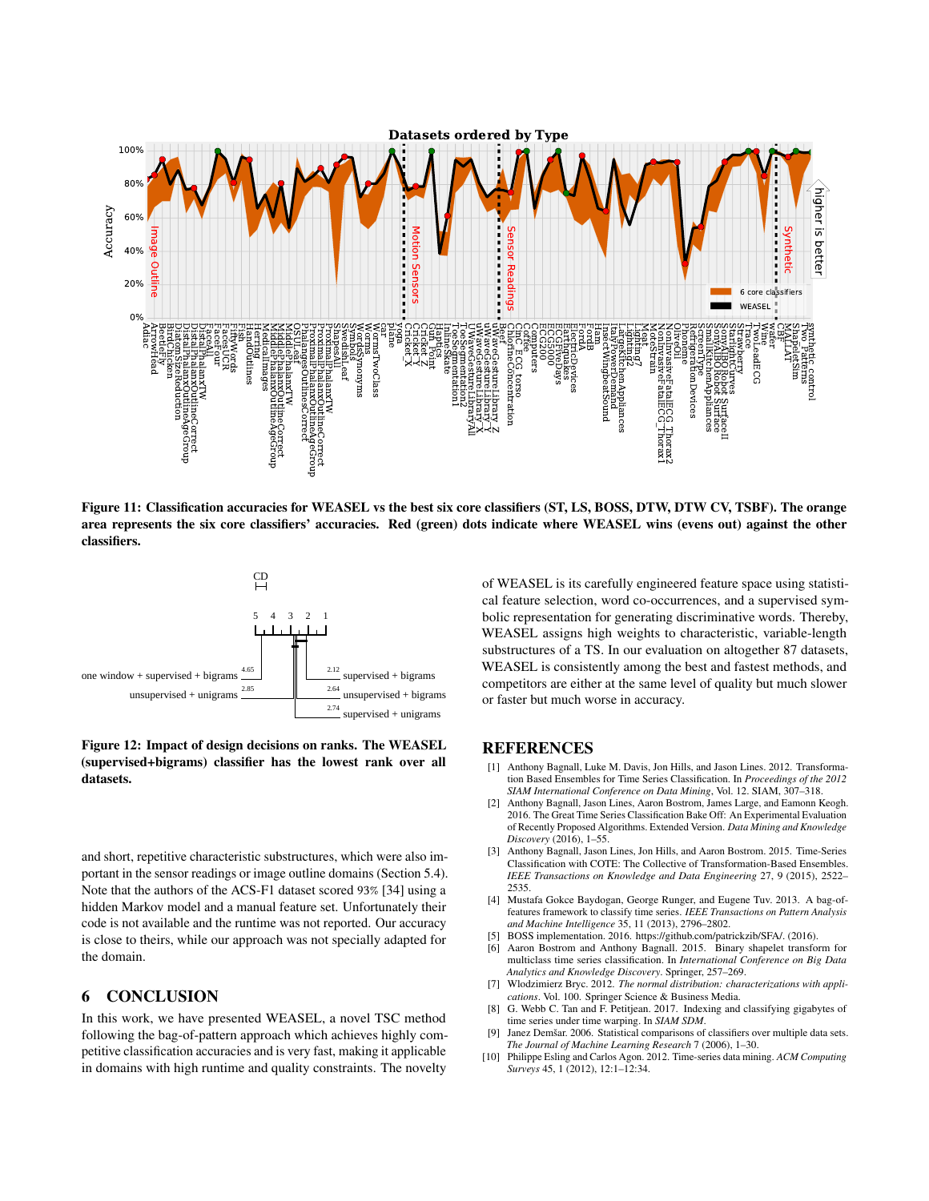**Figure 11: Classification accuracies for WEASEL vs the best six core classifiers (ST, LS, BOSS, DTW, DTW CV, TSBF). The orange area represents the six core classifiers' accuracies. Red (green) dots indicate where WEASEL wins (evens out) against the other classifiers.**

**Figure 12: Impact of design decisions on ranks. The WEASEL (supervised+bigrams) classifier has the lowest rank over all datasets.**

and short, repetitive characteristic substructures, which were also important in the sensor readings or image outline domains (Section 5.4). Note that the authors of the ACS-F1 dataset scored 93% [34] using a hidden Markov model and a manual feature set. Unfortunately their code is not available and the runtime was not reported. Our accuracy is close to theirs, while our approach was not specially adapted for the domain.

## 6 CONCLUSION

In this work, we have presented WEASEL, a novel TSC method following the bag-of-pattern approach which achieves highly competitive classification accuracies and is very fast, making it applicable in domains with high runtime and quality constraints. The novelty of WEASEL is its carefully engineered feature space using statistical feature selection, word co-occurrences, and a supervised symbolic representation for generating discriminative words. Thereby, WEASEL assigns high weights to characteristic, variable-length substructures of a TS. In our evaluation on altogether 87 datasets, WEASEL is consistently among the best and fastest methods, and competitors are either at the same level of quality but much slower or faster but much worse in accuracy.

## REFERENCES

[1] Anthony Bagnall, Luke M. Davis, Jon Hills, and Jason Lines. 2012. Transformation Based Ensembles for Time Series Classification. In *Proceedings of the 2012 SIAM International Conference on Data Mining*, Vol. 12. SIAM, 307–318.

[2] Anthony Bagnall, Jason Lines, Aaron Bostrom, James Large, and Eamonn Keogh. 2016. The Great Time Series Classification Bake Off: An Experimental Evaluation of Recently Proposed Algorithms. Extended Version. *Data Mining and Knowledge Discovery* (2016), 1–55.

[3] Anthony Bagnall, Jason Lines, Jon Hills, and Aaron Bostrom. 2015. Time-Series Classification with COTE: The Collective of Transformation-Based Ensembles. *IEEE Transactions on Knowledge and Data Engineering* 27, 9 (2015), 2522–2535.

[4] Mustafa Gokce Baydogan, George Runger, and Eugene Tuv. 2013. A bag-of-features framework to classify time series. *IEEE Transactions on Pattern Analysis and Machine Intelligence* 35, 11 (2013), 2796–2802.

[5] BOSS implementation. 2016. https://github.com/patrickzib/SFA/. (2016).

[6] Aaron Bostrom and Anthony Bagnall. 2015. Binary shapelet transform for multiclass time series classification. In *International Conference on Big Data Analytics and Knowledge Discovery*. Springer, 257–269.

[7] Wlodzimierz Bryc. 2012. *The normal distribution: characterizations with applications*. Vol. 100. Springer Science & Business Media.

[8] G. Webb C. Tan and F. Petitjean. 2017. Indexing and classifying gigabytes of time series under time warping. In *SIAM SDM*.

[9] Janez Demšar. 2006. Statistical comparisons of classifiers over multiple data sets. *The Journal of Machine Learning Research* 7 (2006), 1–30.

[10] Philippe Esling and Carlos Agon. 2012. Time-series data mining. *ACM Computing Surveys* 45, 1 (2012), 12:1–12:34.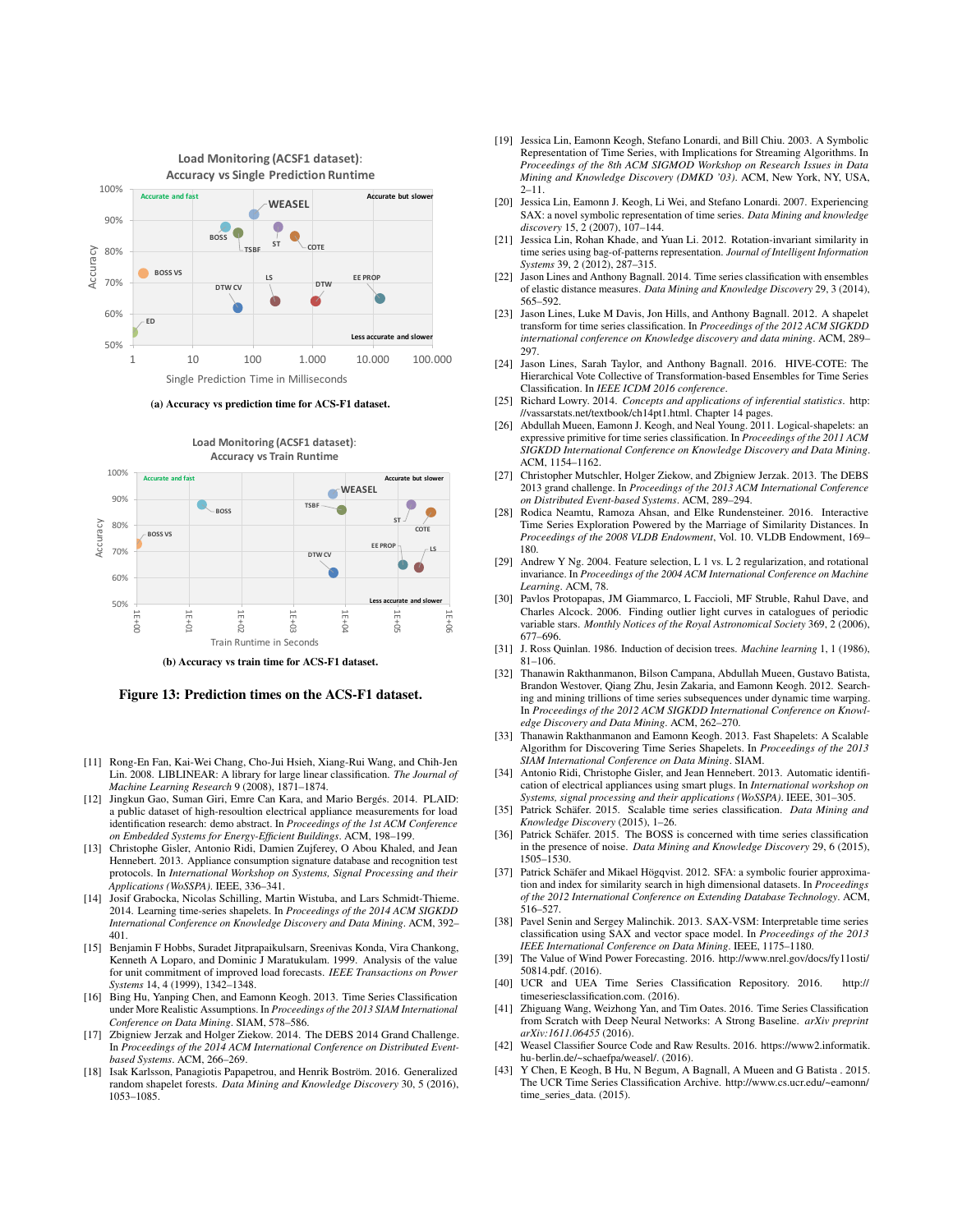Load Monitoring (ACSF1 dataset):
Accuracy vs Single Prediction Runtime

100%
90%
80%
70%
60%
50%

Accuracy

Accurate and fast
Accurate but slower
Less accurate and slower

WEASEL
BOSS
TSBF
ST
COTE
BOSS VS
LS
DTW CV
DTW
EE PROP
ED

1
10
100
1.000
10.000
100.000

Single Prediction Time in Milliseconds

**(a) Accuracy vs prediction time for ACS-F1 dataset.**

Load Monitoring (ACSF1 dataset):
Accuracy vs Train Runtime

100%
90%
80%
70%
60%
50%

Accuracy

Accurate and fast
Accurate but slower
Less accurate and slower

WEASEL
BOSS
TSBF
ST
COTE
BOSS VS
EE PROP
LS
DTW CV

1E+00
1E+01
1E+02
1E+03
1E+04
1E+05
1E+06

Train Runtime in Seconds

**(b) Accuracy vs train time for ACS-F1 dataset.**

**Figure 13: Prediction times on the ACS-F1 dataset.**

[11] Rong-En Fan, Kai-Wei Chang, Cho-Jui Hsieh, Xiang-Rui Wang, and Chih-Jen Lin. 2008. LIBLINEAR: A library for large linear classification. *The Journal of Machine Learning Research* 9 (2008), 1871–1874.

[12] Jingkun Gao, Suman Giri, Emre Can Kara, and Mario Bergés. 2014. PLAID: a public dataset of high-resoultion electrical appliance measurements for load identification research: demo abstract. In *Proceedings of the 1st ACM Conference on Embedded Systems for Energy-Efficient Buildings*. ACM, 198–199.

[13] Christophe Gisler, Antonio Ridi, Damien Zujferey, O Abou Khaled, and Jean Hennebert. 2013. Appliance consumption signature database and recognition test protocols. In *International Workshop on Systems, Signal Processing and their Applications (WoSSPA)*. IEEE, 336–341.

[14] Josif Grabocka, Nicolas Schilling, Martin Wistuba, and Lars Schmidt-Thieme. 2014. Learning time-series shapelets. In *Proceedings of the 2014 ACM SIGKDD International Conference on Knowledge Discovery and Data Mining*. ACM, 392–401.

[15] Benjamin F Hobbs, Suradet Jitprapaikulsarn, Sreenivas Konda, Vira Chankong, Kenneth A Loparo, and Dominic J Maratukulam. 1999. Analysis of the value for unit commitment of improved load forecasts. *IEEE Transactions on Power Systems* 14, 4 (1999), 1342–1348.

[16] Bing Hu, Yanping Chen, and Eamonn Keogh. 2013. Time Series Classification under More Realistic Assumptions. In *Proceedings of the 2013 SIAM International Conference on Data Mining*. SIAM, 578–586.

[17] Zbigniew Jerzak and Holger Ziekow. 2014. The DEBS 2014 Grand Challenge. In *Proceedings of the 2014 ACM International Conference on Distributed Event-based Systems*. ACM, 266–269.

[18] Isak Karlsson, Panagiotis Papapetrou, and Henrik Boström. 2016. Generalized random shapelet forests. *Data Mining and Knowledge Discovery* 30, 5 (2016), 1053–1085.

[19] Jessica Lin, Eamonn Keogh, Stefano Lonardi, and Bill Chiu. 2003. A Symbolic Representation of Time Series, with Implications for Streaming Algorithms. In *Proceedings of the 8th ACM SIGMOD Workshop on Research Issues in Data Mining and Knowledge Discovery (DMKD '03)*. ACM, New York, NY, USA, 2–11.

[20] Jessica Lin, Eamonn J. Keogh, Li Wei, and Stefano Lonardi. 2007. Experiencing SAX: a novel symbolic representation of time series. *Data Mining and knowledge discovery* 15, 2 (2007), 107–144.

[21] Jessica Lin, Rohan Khade, and Yuan Li. 2012. Rotation-invariant similarity in time series using bag-of-patterns representation. *Journal of Intelligent Information Systems* 39, 2 (2012), 287–315.

[22] Jason Lines and Anthony Bagnall. 2014. Time series classification with ensembles of elastic distance measures. *Data Mining and Knowledge Discovery* 29, 3 (2014), 565–592.

[23] Jason Lines, Luke M Davis, Jon Hills, and Anthony Bagnall. 2012. A shapelet transform for time series classification. In *Proceedings of the 2012 ACM SIGKDD international conference on Knowledge discovery and data mining*. ACM, 289–297.

[24] Jason Lines, Sarah Taylor, and Anthony Bagnall. 2016. HIVE-COTE: The Hierarchical Vote Collective of Transformation-based Ensembles for Time Series Classification. In *IEEE ICDM 2016 conference*.

[25] Richard Lowry. 2014. *Concepts and applications of inferential statistics*. http://vassarstats.net/textbook/ch14pt1.html. Chapter 14 pages.

[26] Abdullah Mueen, Eamonn J. Keogh, and Neal Young. 2011. Logical-shapelets: an expressive primitive for time series classification. In *Proceedings of the 2011 ACM SIGKDD International Conference on Knowledge Discovery and Data Mining*. ACM, 1154–1162.

[27] Christopher Mutschler, Holger Ziekow, and Zbigniew Jerzak. 2013. The DEBS 2013 grand challenge. In *Proceedings of the 2013 ACM International Conference on Distributed Event-based Systems*. ACM, 289–294.

[28] Rodica Neamtu, Ramoza Ahsan, and Elke Rundensteiner. 2016. Interactive Time Series Exploration Powered by the Marriage of Similarity Distances. In *Proceedings of the 2008 VLDB Endowment*, Vol. 10. VLDB Endowment, 169–180.

[29] Andrew Y Ng. 2004. Feature selection, L 1 vs. L 2 regularization, and rotational invariance. In *Proceedings of the 2004 ACM International Conference on Machine Learning*. ACM, 78.

[30] Pavlos Protopapas, JM Giammarco, L Faccioli, MF Struble, Rahul Dave, and Charles Alcock. 2006. Finding outlier light curves in catalogues of periodic variable stars. *Monthly Notices of the Royal Astronomical Society* 369, 2 (2006), 677–696.

[31] J. Ross Quinlan. 1986. Induction of decision trees. *Machine learning* 1, 1 (1986), 81–106.

[32] Thanawin Rakthanmanon, Bilson Campana, Abdullah Mueen, Gustavo Batista, Brandon Westover, Qiang Zhu, Jesin Zakaria, and Eamonn Keogh. 2012. Searching and mining trillions of time series subsequences under dynamic time warping. In *Proceedings of the 2012 ACM SIGKDD International Conference on Knowledge Discovery and Data Mining*. ACM, 262–270.

[33] Thanawin Rakthanmanon and Eamonn Keogh. 2013. Fast Shapelets: A Scalable Algorithm for Discovering Time Series Shapelets. In *Proceedings of the 2013 SIAM International Conference on Data Mining*. SIAM.

[34] Antonio Ridi, Christophe Gisler, and Jean Hennebert. 2013. Automatic identification of electrical appliances using smart plugs. In *International workshop on Systems, signal processing and their applications (WoSSPA)*. IEEE, 301–305.

[35] Patrick Schäfer. 2015. Scalable time series classification. *Data Mining and Knowledge Discovery* (2015), 1–26.

[36] Patrick Schäfer. 2015. The BOSS is concerned with time series classification in the presence of noise. *Data Mining and Knowledge Discovery* 29, 6 (2015), 1505–1530.

[37] Patrick Schäfer and Mikael Högqvist. 2012. SFA: a symbolic fourier approximation and index for similarity search in high dimensional datasets. In *Proceedings of the 2012 International Conference on Extending Database Technology*. ACM, 516–527.

[38] Pavel Senin and Sergey Malinchik. 2013. SAX-VSM: Interpretable time series classification using SAX and vector space model. In *Proceedings of the 2013 IEEE International Conference on Data Mining*. IEEE, 1175–1180.

[39] The Value of Wind Power Forecasting. 2016. http://www.nrel.gov/docs/fy11osti/50814.pdf. (2016).

[40] UCR and UEA Time Series Classification Repository. 2016. http://timeseriesclassification.com. (2016).

[41] Zhiguang Wang, Weizhong Yan, and Tim Oates. 2016. Time Series Classification from Scratch with Deep Neural Networks: A Strong Baseline. *arXiv preprint arXiv:1611.06455* (2016).

[42] Weasel Classifier Source Code and Raw Results. 2016. https://www2.informatik.hu-berlin.de/~schaefpa/weasel/. (2016).

[43] Y Chen, E Keogh, B Hu, N Begum, A Bagnall, A Mueen and G Batista . 2015. The UCR Time Series Classification Archive. http://www.cs.ucr.edu/~eamonn/time_series_data. (2015).